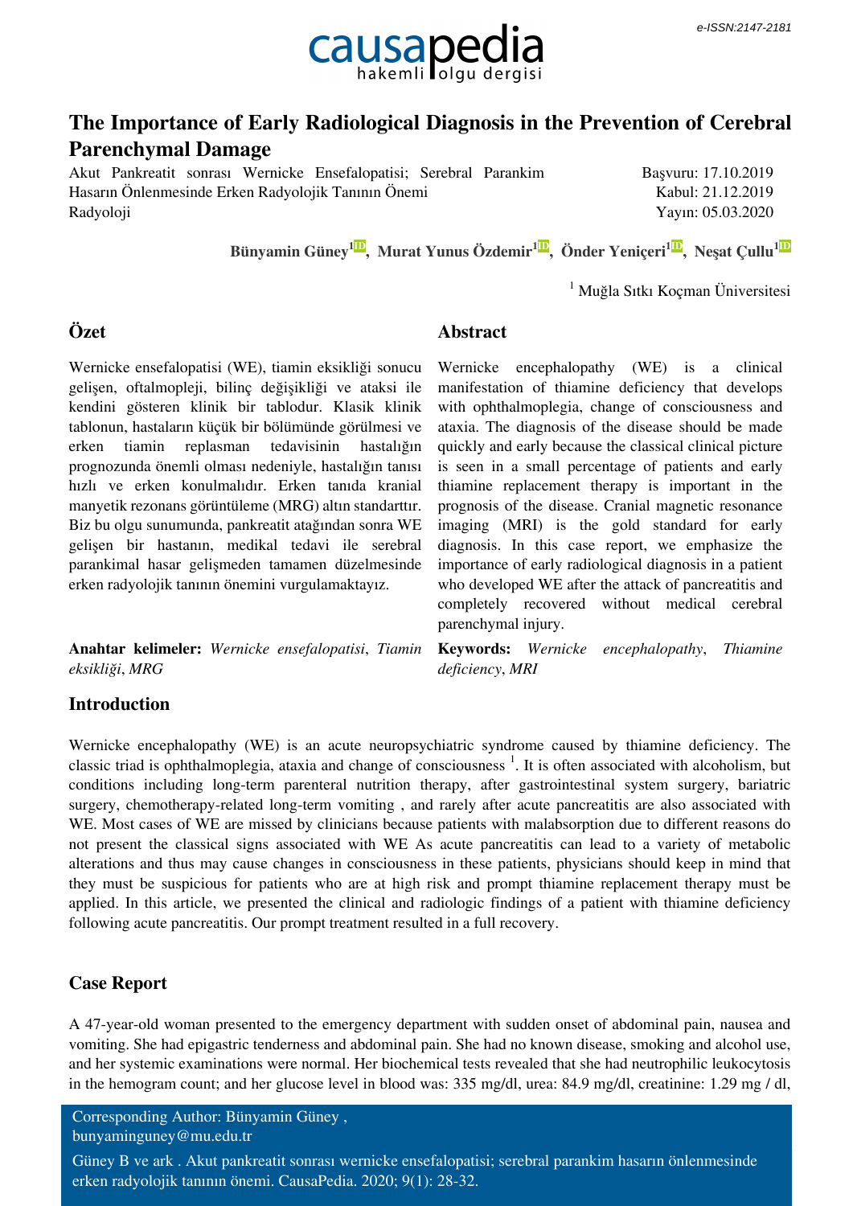e-ISSN:2147-2181

causapedia
hakemli olgu dergisi

# The Importance of Early Radiological Diagnosis in the Prevention of Cerebral Parenchymal Damage

Akut Pankreatit sonrası Wernicke Ensefalopatisi; Serebral Parankim Hasarın Önlenmesinde Erken Radyolojik Tanının Önemi
Radyoloji

Başvuru: 17.10.2019
Kabul: 21.12.2019
Yayın: 05.03.2020

**Bünyamin Güney[1], Murat Yunus Özdemir[1], Önder Yeniçeri[1], Neşat Çullu[1]**

[1] Muğla Sıtkı Koçman Üniversitesi

## Özet

Wernicke ensefalopatisi (WE), tiamin eksikliği sonucu gelişen, oftalmopleji, bilinç değişikliği ve ataksi ile kendini gösteren klinik bir tablodur. Klasik klinik tablonun, hastaların küçük bir bölümünde görülmesi ve erken tiamin replasman tedavisinin hastalığın prognozunda önemli olması nedeniyle, hastalığın tanısı hızlı ve erken konulmalıdır. Erken tanıda kranial manyetik rezonans görüntüleme (MRG) altın standarttır. Biz bu olgu sunumunda, pankreatit atağından sonra WE gelişen bir hastanın, medikal tedavi ile serebral parankimal hasar gelişmeden tamamen düzelmesinde erken radyolojik tanının önemini vurgulamaktayız.

**Anahtar kelimeler:** *Wernicke ensefalopatisi*, *Tiamin eksikliği*, *MRG*

## Abstract

Wernicke encephalopathy (WE) is a clinical manifestation of thiamine deficiency that develops with ophthalmoplegia, change of consciousness and ataxia. The diagnosis of the disease should be made quickly and early because the classical clinical picture is seen in a small percentage of patients and early thiamine replacement therapy is important in the prognosis of the disease. Cranial magnetic resonance imaging (MRI) is the gold standard for early diagnosis. In this case report, we emphasize the importance of early radiological diagnosis in a patient who developed WE after the attack of pancreatitis and completely recovered without medical cerebral parenchymal injury.

**Keywords:** *Wernicke encephalopathy*, *Thiamine deficiency*, *MRI*

## Introduction

Wernicke encephalopathy (WE) is an acute neuropsychiatric syndrome caused by thiamine deficiency. The classic triad is ophthalmoplegia, ataxia and change of consciousness [1]. It is often associated with alcoholism, but conditions including long-term parenteral nutrition therapy, after gastrointestinal system surgery, bariatric surgery, chemotherapy-related long-term vomiting , and rarely after acute pancreatitis are also associated with WE. Most cases of WE are missed by clinicians because patients with malabsorption due to different reasons do not present the classical signs associated with WE As acute pancreatitis can lead to a variety of metabolic alterations and thus may cause changes in consciousness in these patients, physicians should keep in mind that they must be suspicious for patients who are at high risk and prompt thiamine replacement therapy must be applied. In this article, we presented the clinical and radiologic findings of a patient with thiamine deficiency following acute pancreatitis. Our prompt treatment resulted in a full recovery.

## Case Report

A 47-year-old woman presented to the emergency department with sudden onset of abdominal pain, nausea and vomiting. She had epigastric tenderness and abdominal pain. She had no known disease, smoking and alcohol use, and her systemic examinations were normal. Her biochemical tests revealed that she had neutrophilic leukocytosis in the hemogram count; and her glucose level in blood was: 335 mg/dl, urea: 84.9 mg/dl, creatinine: 1.29 mg / dl,

Corresponding Author: Bünyamin Güney , bunyaminguney@mu.edu.tr

Güney B ve ark . Akut pankreatit sonrası wernicke ensefalopatisi; serebral parankim hasarın önlenmesinde erken radyolojik tanının önemi. CausaPedia. 2020; 9(1): 28-32.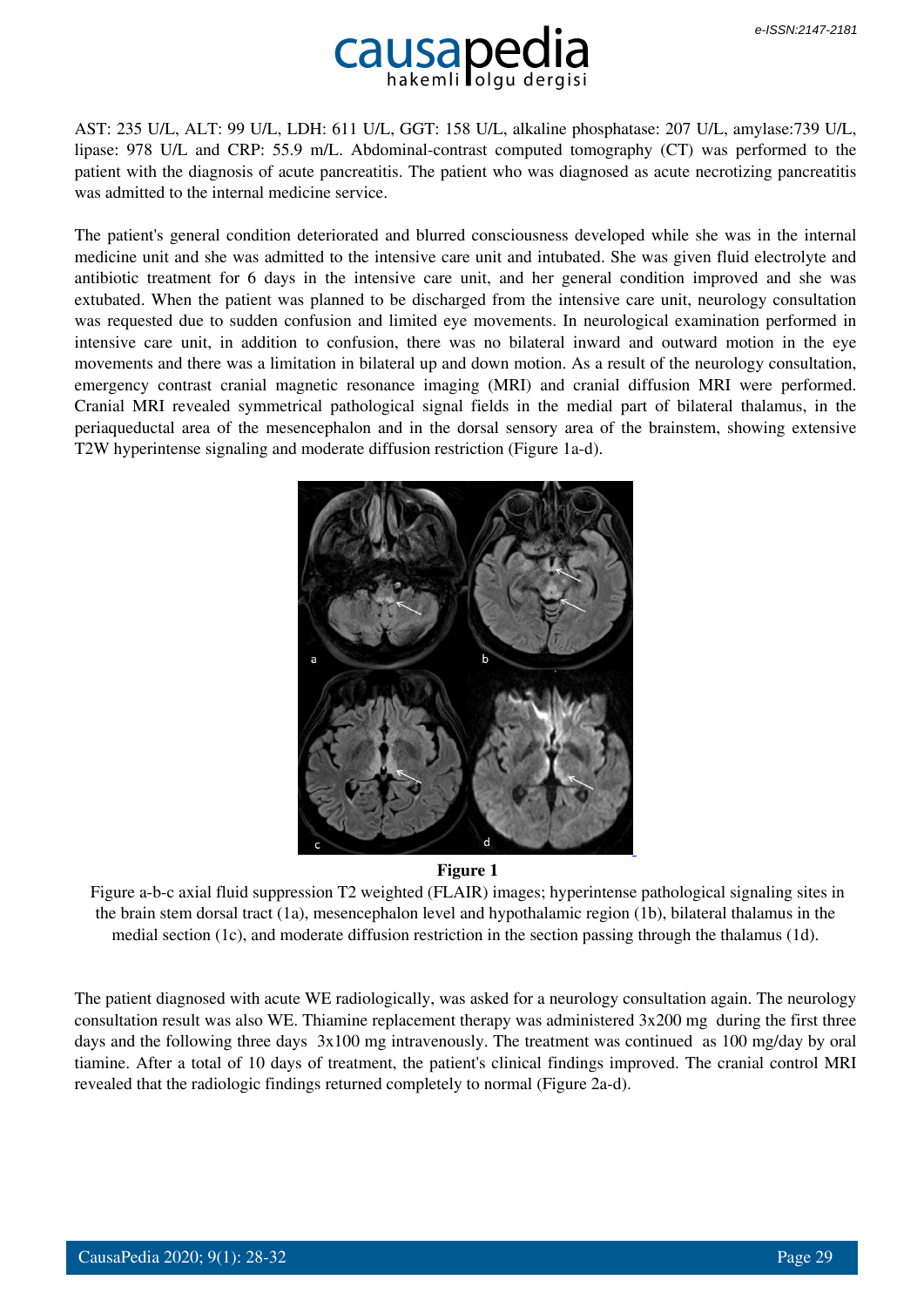AST: 235 U/L, ALT: 99 U/L, LDH: 611 U/L, GGT: 158 U/L, alkaline phosphatase: 207 U/L, amylase:739 U/L, lipase: 978 U/L and CRP: 55.9 m/L. Abdominal-contrast computed tomography (CT) was performed to the patient with the diagnosis of acute pancreatitis. The patient who was diagnosed as acute necrotizing pancreatitis was admitted to the internal medicine service.

The patient's general condition deteriorated and blurred consciousness developed while she was in the internal medicine unit and she was admitted to the intensive care unit and intubated. She was given fluid electrolyte and antibiotic treatment for 6 days in the intensive care unit, and her general condition improved and she was extubated. When the patient was planned to be discharged from the intensive care unit, neurology consultation was requested due to sudden confusion and limited eye movements. In neurological examination performed in intensive care unit, in addition to confusion, there was no bilateral inward and outward motion in the eye movements and there was a limitation in bilateral up and down motion. As a result of the neurology consultation, emergency contrast cranial magnetic resonance imaging (MRI) and cranial diffusion MRI were performed. Cranial MRI revealed symmetrical pathological signal fields in the medial part of bilateral thalamus, in the periaqueductal area of the mesencephalon and in the dorsal sensory area of the brainstem, showing extensive T2W hyperintense signaling and moderate diffusion restriction (Figure 1a-d).

**Figure 1**

Figure a-b-c axial fluid suppression T2 weighted (FLAIR) images; hyperintense pathological signaling sites in the brain stem dorsal tract (1a), mesencephalon level and hypothalamic region (1b), bilateral thalamus in the medial section (1c), and moderate diffusion restriction in the section passing through the thalamus (1d).

The patient diagnosed with acute WE radiologically, was asked for a neurology consultation again. The neurology consultation result was also WE. Thiamine replacement therapy was administered 3x200 mg during the first three days and the following three days 3x100 mg intravenously. The treatment was continued as 100 mg/day by oral tiamine. After a total of 10 days of treatment, the patient's clinical findings improved. The cranial control MRI revealed that the radiologic findings returned completely to normal (Figure 2a-d).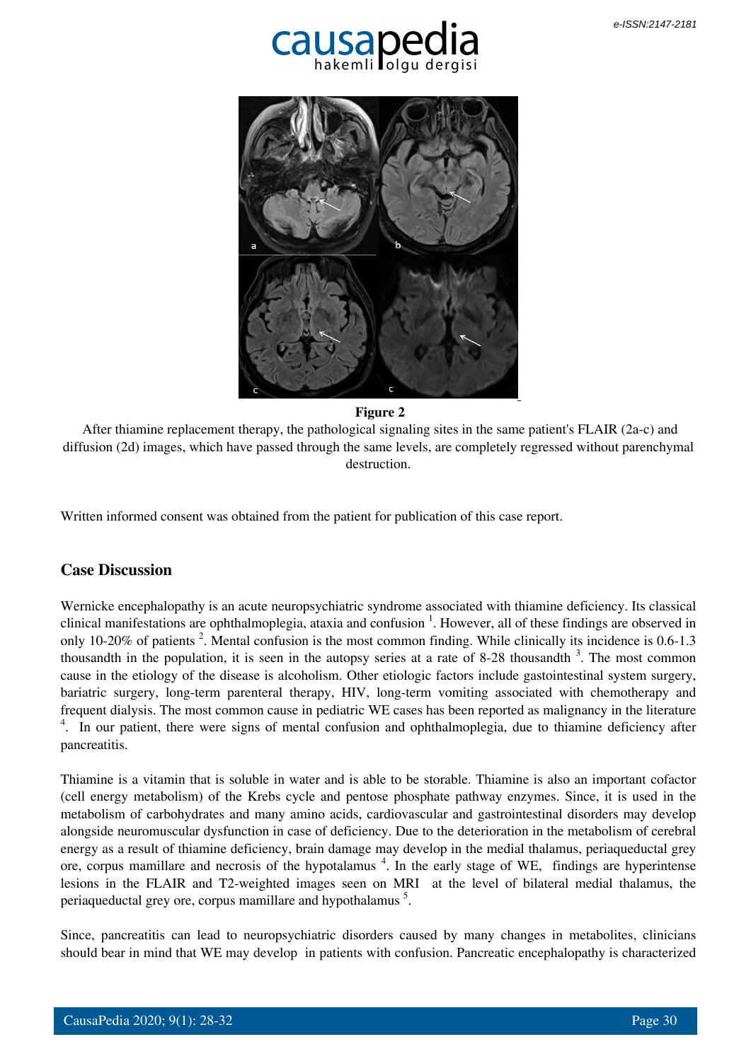**Figure 2**

After thiamine replacement therapy, the pathological signaling sites in the same patient's FLAIR (2a-c) and diffusion (2d) images, which have passed through the same levels, are completely regressed without parenchymal destruction.

Written informed consent was obtained from the patient for publication of this case report.

## Case Discussion

Wernicke encephalopathy is an acute neuropsychiatric syndrome associated with thiamine deficiency. Its classical clinical manifestations are ophthalmoplegia, ataxia and confusion [1]. However, all of these findings are observed in only 10-20% of patients [2]. Mental confusion is the most common finding. While clinically its incidence is 0.6-1.3 thousandth in the population, it is seen in the autopsy series at a rate of 8-28 thousandth [3]. The most common cause in the etiology of the disease is alcoholism. Other etiologic factors include gastointestinal system surgery, bariatric surgery, long-term parenteral therapy, HIV, long-term vomiting associated with chemotherapy and frequent dialysis. The most common cause in pediatric WE cases has been reported as malignancy in the literature [4]. In our patient, there were signs of mental confusion and ophthalmoplegia, due to thiamine deficiency after pancreatitis.

Thiamine is a vitamin that is soluble in water and is able to be storable. Thiamine is also an important cofactor (cell energy metabolism) of the Krebs cycle and pentose phosphate pathway enzymes. Since, it is used in the metabolism of carbohydrates and many amino acids, cardiovascular and gastrointestinal disorders may develop alongside neuromuscular dysfunction in case of deficiency. Due to the deterioration in the metabolism of cerebral energy as a result of thiamine deficiency, brain damage may develop in the medial thalamus, periaqueductal grey ore, corpus mamillare and necrosis of the hypotalamus [4]. In the early stage of WE, findings are hyperintense lesions in the FLAIR and T2-weighted images seen on MRI at the level of bilateral medial thalamus, the periaqueductal grey ore, corpus mamillare and hypothalamus [5].

Since, pancreatitis can lead to neuropsychiatric disorders caused by many changes in metabolites, clinicians should bear in mind that WE may develop in patients with confusion. Pancreatic encephalopathy is characterized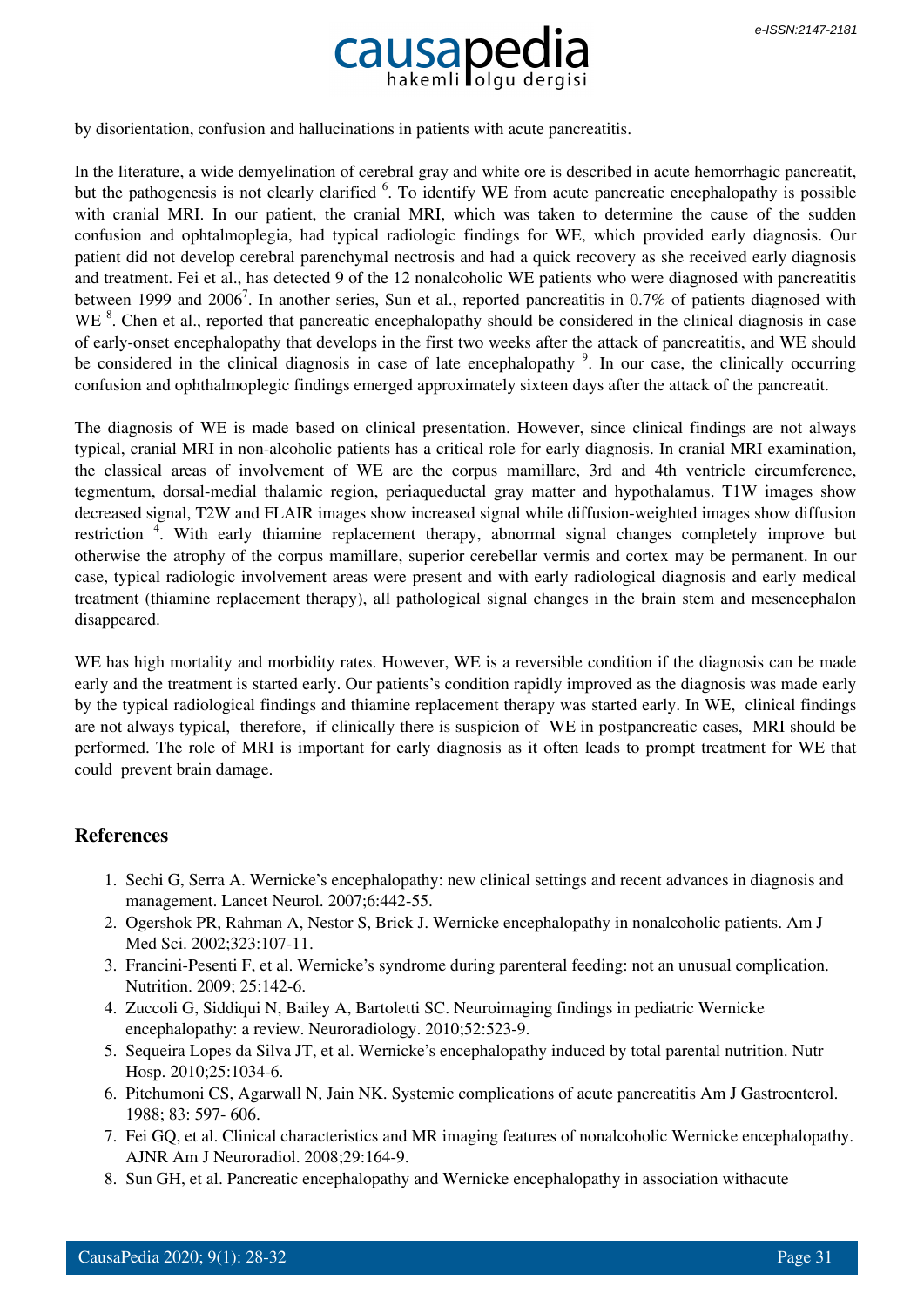by disorientation, confusion and hallucinations in patients with acute pancreatitis.

In the literature, a wide demyelination of cerebral gray and white ore is described in acute hemorrhagic pancreatit, but the pathogenesis is not clearly clarified [6]. To identify WE from acute pancreatic encephalopathy is possible with cranial MRI. In our patient, the cranial MRI, which was taken to determine the cause of the sudden confusion and ophtalmoplegia, had typical radiologic findings for WE, which provided early diagnosis. Our patient did not develop cerebral parenchymal nectrosis and had a quick recovery as she received early diagnosis and treatment. Fei et al., has detected 9 of the 12 nonalcoholic WE patients who were diagnosed with pancreatitis between 1999 and 2006[7]. In another series, Sun et al., reported pancreatitis in 0.7% of patients diagnosed with WE [8]. Chen et al., reported that pancreatic encephalopathy should be considered in the clinical diagnosis in case of early-onset encephalopathy that develops in the first two weeks after the attack of pancreatitis, and WE should be considered in the clinical diagnosis in case of late encephalopathy [9]. In our case, the clinically occurring confusion and ophthalmoplegic findings emerged approximately sixteen days after the attack of the pancreatit.

The diagnosis of WE is made based on clinical presentation. However, since clinical findings are not always typical, cranial MRI in non-alcoholic patients has a critical role for early diagnosis. In cranial MRI examination, the classical areas of involvement of WE are the corpus mamillare, 3rd and 4th ventricle circumference, tegmentum, dorsal-medial thalamic region, periaqueductal gray matter and hypothalamus. T1W images show decreased signal, T2W and FLAIR images show increased signal while diffusion-weighted images show diffusion restriction [4]. With early thiamine replacement therapy, abnormal signal changes completely improve but otherwise the atrophy of the corpus mamillare, superior cerebellar vermis and cortex may be permanent. In our case, typical radiologic involvement areas were present and with early radiological diagnosis and early medical treatment (thiamine replacement therapy), all pathological signal changes in the brain stem and mesencephalon disappeared.

WE has high mortality and morbidity rates. However, WE is a reversible condition if the diagnosis can be made early and the treatment is started early. Our patients's condition rapidly improved as the diagnosis was made early by the typical radiological findings and thiamine replacement therapy was started early. In WE, clinical findings are not always typical, therefore, if clinically there is suspicion of WE in postpancreatic cases, MRI should be performed. The role of MRI is important for early diagnosis as it often leads to prompt treatment for WE that could prevent brain damage.

## References

1. Sechi G, Serra A. Wernicke's encephalopathy: new clinical settings and recent advances in diagnosis and management. Lancet Neurol. 2007;6:442-55.
2. Ogershok PR, Rahman A, Nestor S, Brick J. Wernicke encephalopathy in nonalcoholic patients. Am J Med Sci. 2002;323:107-11.
3. Francini-Pesenti F, et al. Wernicke's syndrome during parenteral feeding: not an unusual complication. Nutrition. 2009; 25:142-6.
4. Zuccoli G, Siddiqui N, Bailey A, Bartoletti SC. Neuroimaging findings in pediatric Wernicke encephalopathy: a review. Neuroradiology. 2010;52:523-9.
5. Sequeira Lopes da Silva JT, et al. Wernicke's encephalopathy induced by total parental nutrition. Nutr Hosp. 2010;25:1034-6.
6. Pitchumoni CS, Agarwall N, Jain NK. Systemic complications of acute pancreatitis Am J Gastroenterol. 1988; 83: 597- 606.
7. Fei GQ, et al. Clinical characteristics and MR imaging features of nonalcoholic Wernicke encephalopathy. AJNR Am J Neuroradiol. 2008;29:164-9.
8. Sun GH, et al. Pancreatic encephalopathy and Wernicke encephalopathy in association withacute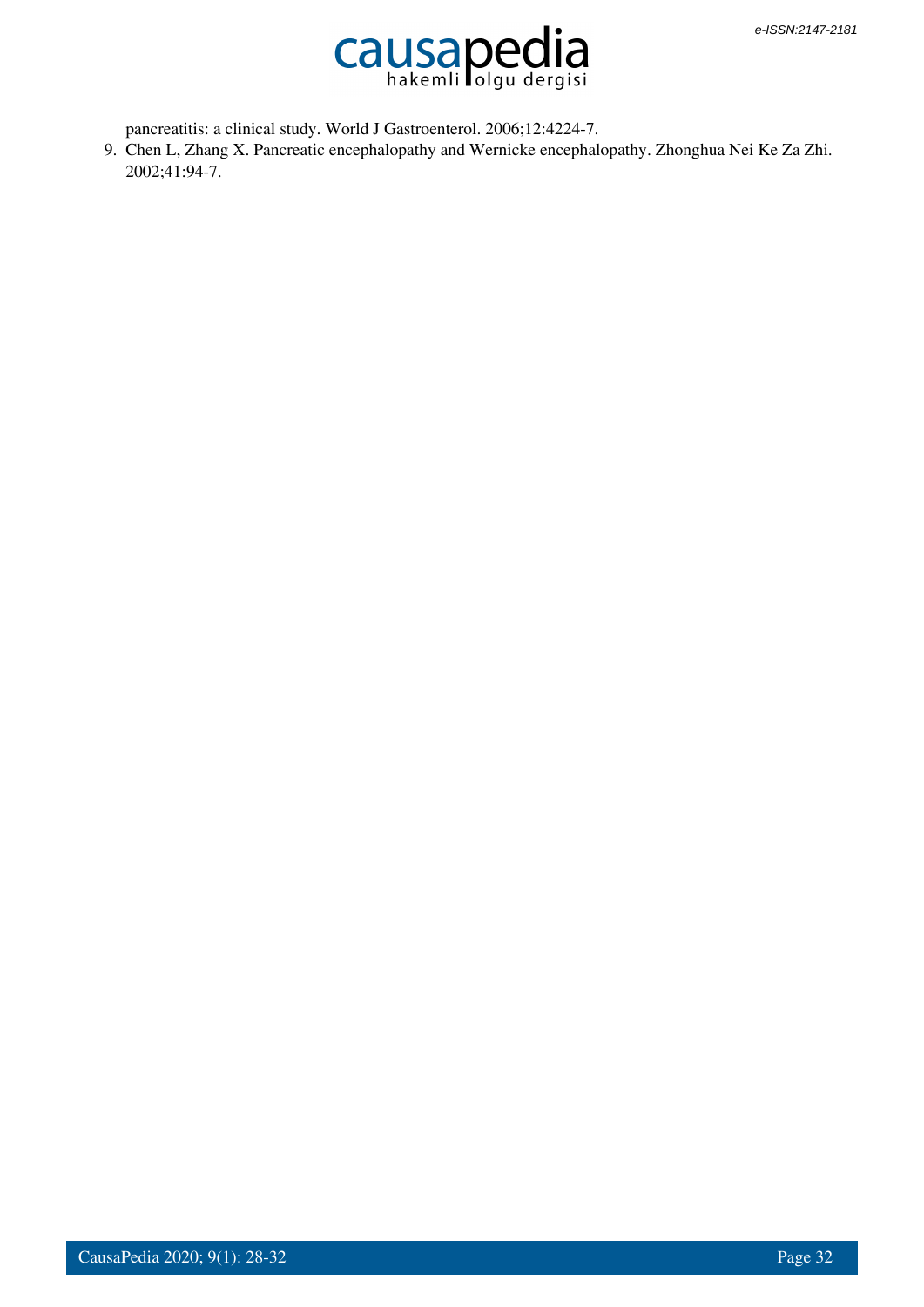pancreatitis: a clinical study. World J Gastroenterol. 2006;12:4224-7.

9. Chen L, Zhang X. Pancreatic encephalopathy and Wernicke encephalopathy. Zhonghua Nei Ke Za Zhi. 2002;41:94-7.